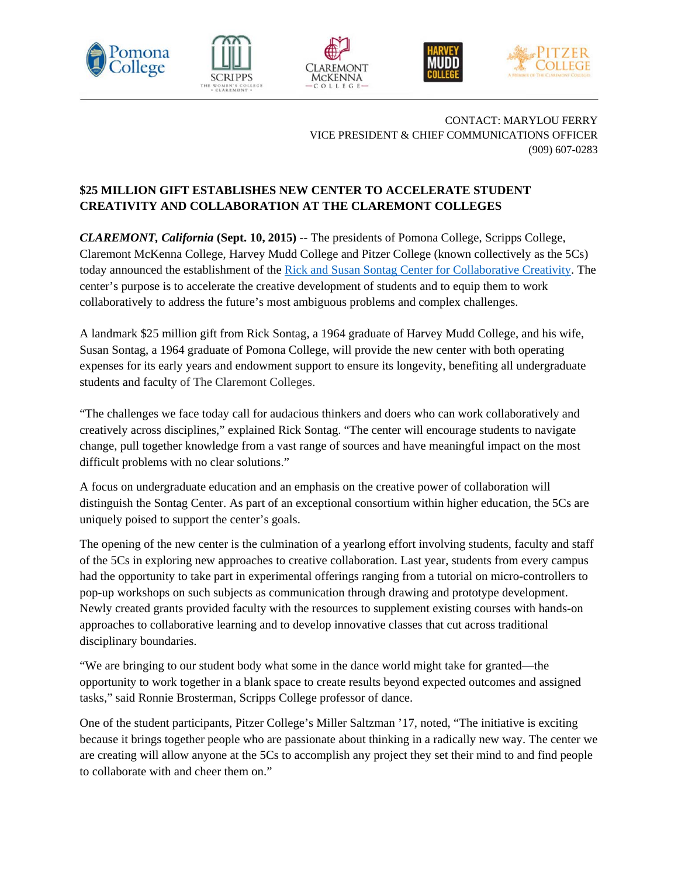Pomona College | Scripps The Women's College Claremont | Claremont McKenna College | Harvey Mudd College | Pitzer College A Member of The Claremont Colleges

CONTACT: MARYLOU FERRY
VICE PRESIDENT & CHIEF COMMUNICATIONS OFFICER
(909) 607-0283

**$25 MILLION GIFT ESTABLISHES NEW CENTER TO ACCELERATE STUDENT CREATIVITY AND COLLABORATION AT THE CLAREMONT COLLEGES**

***CLAREMONT, California*** **(Sept. 10, 2015)** -- The presidents of Pomona College, Scripps College, Claremont McKenna College, Harvey Mudd College and Pitzer College (known collectively as the 5Cs) today announced the establishment of the Rick and Susan Sontag Center for Collaborative Creativity. The center's purpose is to accelerate the creative development of students and to equip them to work collaboratively to address the future's most ambiguous problems and complex challenges.

A landmark $25 million gift from Rick Sontag, a 1964 graduate of Harvey Mudd College, and his wife, Susan Sontag, a 1964 graduate of Pomona College, will provide the new center with both operating expenses for its early years and endowment support to ensure its longevity, benefiting all undergraduate students and faculty of The Claremont Colleges.

"The challenges we face today call for audacious thinkers and doers who can work collaboratively and creatively across disciplines," explained Rick Sontag. "The center will encourage students to navigate change, pull together knowledge from a vast range of sources and have meaningful impact on the most difficult problems with no clear solutions."

A focus on undergraduate education and an emphasis on the creative power of collaboration will distinguish the Sontag Center. As part of an exceptional consortium within higher education, the 5Cs are uniquely poised to support the center's goals.

The opening of the new center is the culmination of a yearlong effort involving students, faculty and staff of the 5Cs in exploring new approaches to creative collaboration. Last year, students from every campus had the opportunity to take part in experimental offerings ranging from a tutorial on micro-controllers to pop-up workshops on such subjects as communication through drawing and prototype development. Newly created grants provided faculty with the resources to supplement existing courses with hands-on approaches to collaborative learning and to develop innovative classes that cut across traditional disciplinary boundaries.

"We are bringing to our student body what some in the dance world might take for granted—the opportunity to work together in a blank space to create results beyond expected outcomes and assigned tasks," said Ronnie Brosterman, Scripps College professor of dance.

One of the student participants, Pitzer College's Miller Saltzman '17, noted, "The initiative is exciting because it brings together people who are passionate about thinking in a radically new way. The center we are creating will allow anyone at the 5Cs to accomplish any project they set their mind to and find people to collaborate with and cheer them on."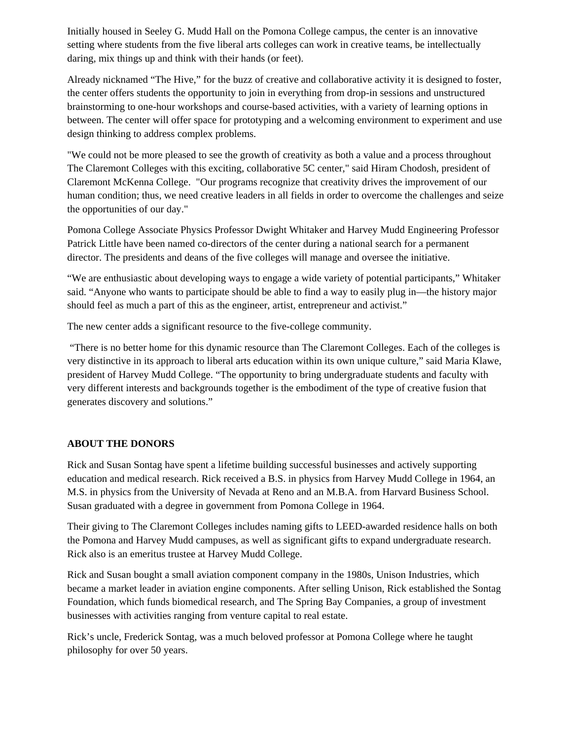Initially housed in Seeley G. Mudd Hall on the Pomona College campus, the center is an innovative setting where students from the five liberal arts colleges can work in creative teams, be intellectually daring, mix things up and think with their hands (or feet).

Already nicknamed “The Hive,” for the buzz of creative and collaborative activity it is designed to foster, the center offers students the opportunity to join in everything from drop-in sessions and unstructured brainstorming to one-hour workshops and course-based activities, with a variety of learning options in between. The center will offer space for prototyping and a welcoming environment to experiment and use design thinking to address complex problems.

"We could not be more pleased to see the growth of creativity as both a value and a process throughout The Claremont Colleges with this exciting, collaborative 5C center," said Hiram Chodosh, president of Claremont McKenna College. "Our programs recognize that creativity drives the improvement of our human condition; thus, we need creative leaders in all fields in order to overcome the challenges and seize the opportunities of our day."

Pomona College Associate Physics Professor Dwight Whitaker and Harvey Mudd Engineering Professor Patrick Little have been named co-directors of the center during a national search for a permanent director. The presidents and deans of the five colleges will manage and oversee the initiative.

“We are enthusiastic about developing ways to engage a wide variety of potential participants,” Whitaker said. “Anyone who wants to participate should be able to find a way to easily plug in—the history major should feel as much a part of this as the engineer, artist, entrepreneur and activist.”

The new center adds a significant resource to the five-college community.

“There is no better home for this dynamic resource than The Claremont Colleges. Each of the colleges is very distinctive in its approach to liberal arts education within its own unique culture,” said Maria Klawe, president of Harvey Mudd College. “The opportunity to bring undergraduate students and faculty with very different interests and backgrounds together is the embodiment of the type of creative fusion that generates discovery and solutions.”

**ABOUT THE DONORS**

Rick and Susan Sontag have spent a lifetime building successful businesses and actively supporting education and medical research. Rick received a B.S. in physics from Harvey Mudd College in 1964, an M.S. in physics from the University of Nevada at Reno and an M.B.A. from Harvard Business School. Susan graduated with a degree in government from Pomona College in 1964.

Their giving to The Claremont Colleges includes naming gifts to LEED-awarded residence halls on both the Pomona and Harvey Mudd campuses, as well as significant gifts to expand undergraduate research. Rick also is an emeritus trustee at Harvey Mudd College.

Rick and Susan bought a small aviation component company in the 1980s, Unison Industries, which became a market leader in aviation engine components. After selling Unison, Rick established the Sontag Foundation, which funds biomedical research, and The Spring Bay Companies, a group of investment businesses with activities ranging from venture capital to real estate.

Rick’s uncle, Frederick Sontag, was a much beloved professor at Pomona College where he taught philosophy for over 50 years.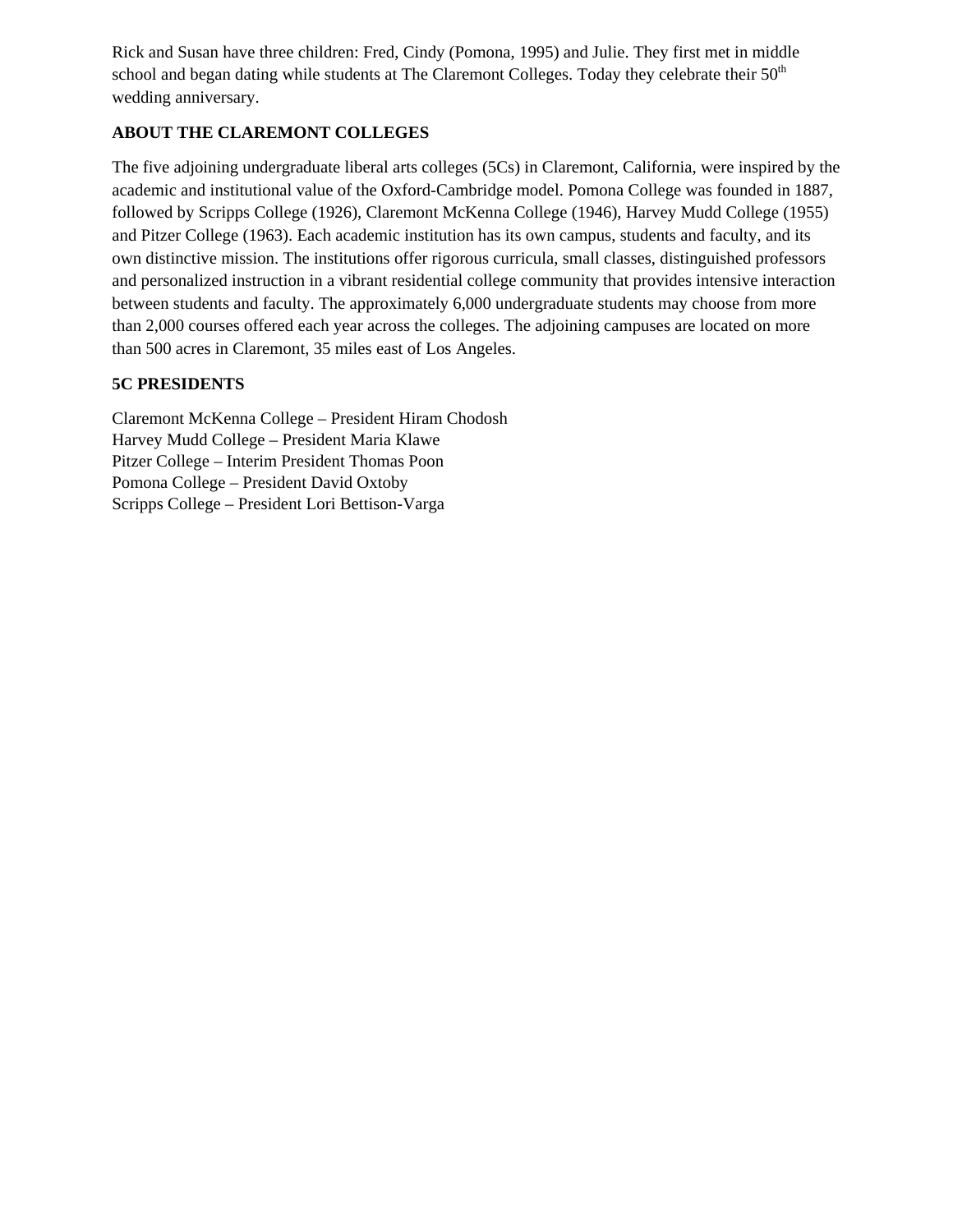Rick and Susan have three children: Fred, Cindy (Pomona, 1995) and Julie. They first met in middle school and began dating while students at The Claremont Colleges. Today they celebrate their 50th wedding anniversary.

**ABOUT THE CLAREMONT COLLEGES**

The five adjoining undergraduate liberal arts colleges (5Cs) in Claremont, California, were inspired by the academic and institutional value of the Oxford-Cambridge model. Pomona College was founded in 1887, followed by Scripps College (1926), Claremont McKenna College (1946), Harvey Mudd College (1955) and Pitzer College (1963). Each academic institution has its own campus, students and faculty, and its own distinctive mission. The institutions offer rigorous curricula, small classes, distinguished professors and personalized instruction in a vibrant residential college community that provides intensive interaction between students and faculty. The approximately 6,000 undergraduate students may choose from more than 2,000 courses offered each year across the colleges. The adjoining campuses are located on more than 500 acres in Claremont, 35 miles east of Los Angeles.

**5C PRESIDENTS**

Claremont McKenna College – President Hiram Chodosh
Harvey Mudd College – President Maria Klawe
Pitzer College – Interim President Thomas Poon
Pomona College – President David Oxtoby
Scripps College – President Lori Bettison-Varga